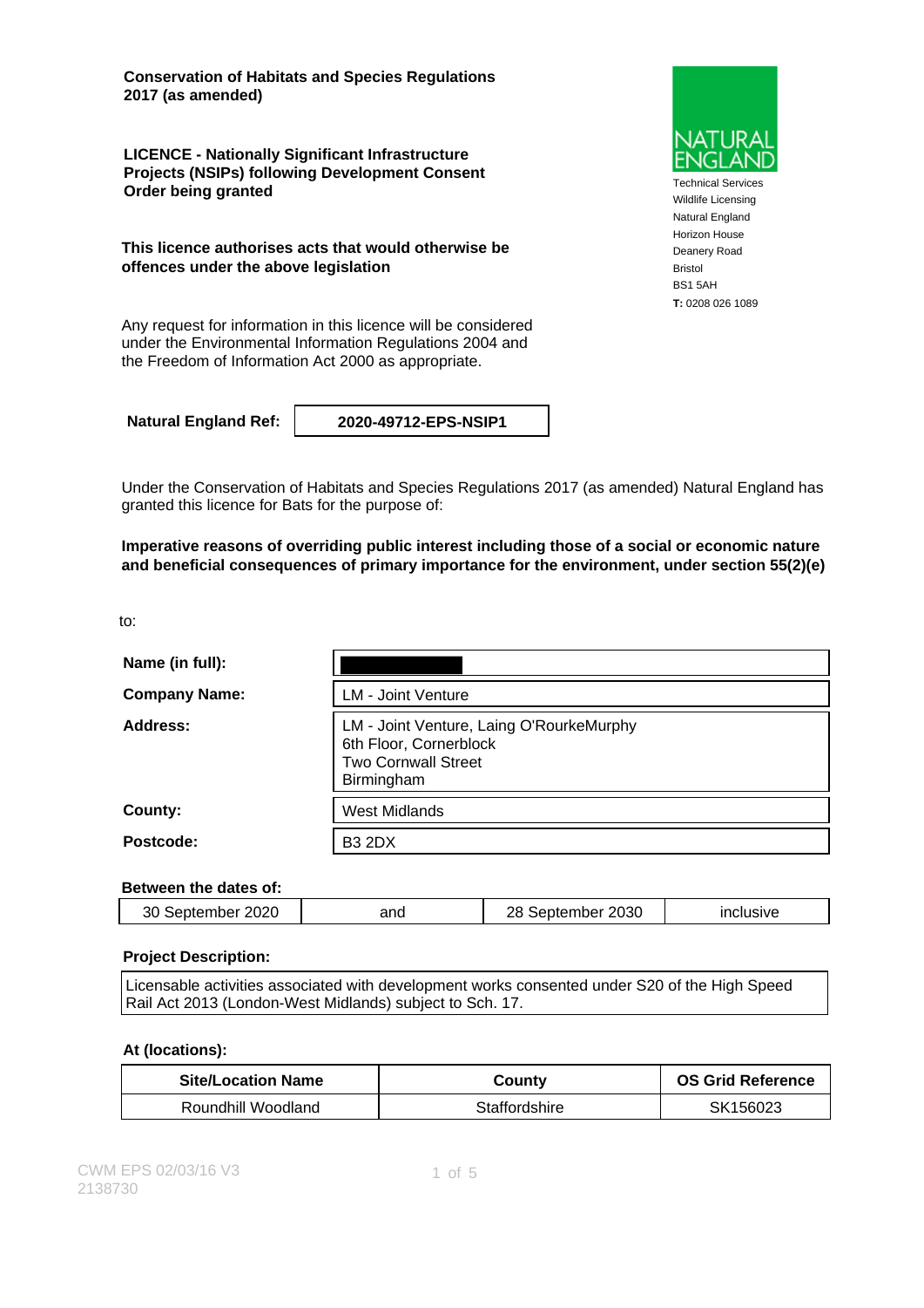**Conservation of Habitats and Species Regulations 2017 (as amended)**

**LICENCE - Nationally Significant Infrastructure Projects (NSIPs) following Development Consent Order being granted**

**This licence authorises acts that would otherwise be offences under the above legislation**

Any request for information in this licence will be considered under the Environmental Information Regulations 2004 and the Freedom of Information Act 2000 as appropriate.

NATURAL ENGLAND

Technical Services
Wildlife Licensing
Natural England
Horizon House
Deanery Road
Bristol
BS1 5AH
**T:** 0208 026 1089

| **Natural England Ref:** | **2020-49712-EPS-NSIP1** |
|---|---|

Under the Conservation of Habitats and Species Regulations 2017 (as amended) Natural England has granted this licence for Bats for the purpose of:

**Imperative reasons of overriding public interest including those of a social or economic nature and beneficial consequences of primary importance for the environment, under section 55(2)(e)**

to:

| | |
|---|---|
| **Name (in full):** | |
| **Company Name:** | LM - Joint Venture |
| **Address:** | LM - Joint Venture, Laing O'RourkeMurphy 6th Floor, Cornerblock Two Cornwall Street Birmingham |
| **County:** | West Midlands |
| **Postcode:** | B3 2DX |

**Between the dates of:**

| 30 September 2020 | and | 28 September 2030 | inclusive |
|---|---|---|---|

**Project Description:**

Licensable activities associated with development works consented under S20 of the High Speed Rail Act 2013 (London-West Midlands) subject to Sch. 17.

**At (locations):**

| Site/Location Name | County | OS Grid Reference |
|---|---|---|
| Roundhill Woodland | Staffordshire | SK156023 |

CWM EPS 02/03/16 V3
2138730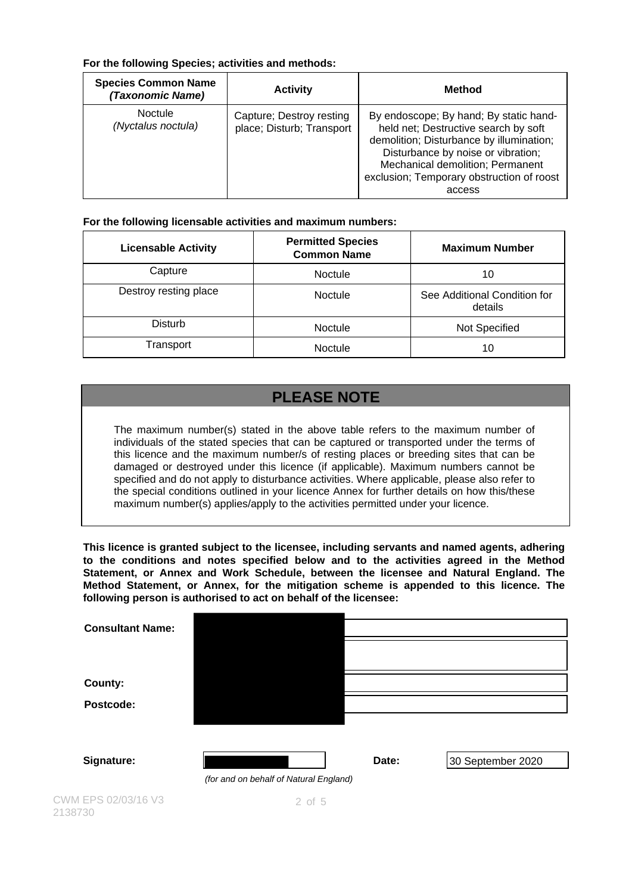**For the following Species; activities and methods:**

| Species Common Name *(Taxonomic Name)* | Activity | Method |
|---|---|---|
| Noctule *(Nyctalus noctula)* | Capture; Destroy resting place; Disturb; Transport | By endoscope; By hand; By static hand-held net; Destructive search by soft demolition; Disturbance by illumination; Disturbance by noise or vibration; Mechanical demolition; Permanent exclusion; Temporary obstruction of roost access |

**For the following licensable activities and maximum numbers:**

| Licensable Activity | Permitted Species Common Name | Maximum Number |
|---|---|---|
| Capture | Noctule | 10 |
| Destroy resting place | Noctule | See Additional Condition for details |
| Disturb | Noctule | Not Specified |
| Transport | Noctule | 10 |

## PLEASE NOTE

The maximum number(s) stated in the above table refers to the maximum number of individuals of the stated species that can be captured or transported under the terms of this licence and the maximum number/s of resting places or breeding sites that can be damaged or destroyed under this licence (if applicable). Maximum numbers cannot be specified and do not apply to disturbance activities. Where applicable, please also refer to the special conditions outlined in your licence Annex for further details on how this/these maximum number(s) applies/apply to the activities permitted under your licence.

**This licence is granted subject to the licensee, including servants and named agents, adhering to the conditions and notes specified below and to the activities agreed in the Method Statement, or Annex and Work Schedule, between the licensee and Natural England. The Method Statement, or Annex, for the mitigation scheme is appended to this licence. The following person is authorised to act on behalf of the licensee:**

**Consultant Name:**

**County:**

**Postcode:**

**Signature:** *(for and on behalf of Natural England)*

**Date:** 30 September 2020

CWM EPS 02/03/16 V3
2138730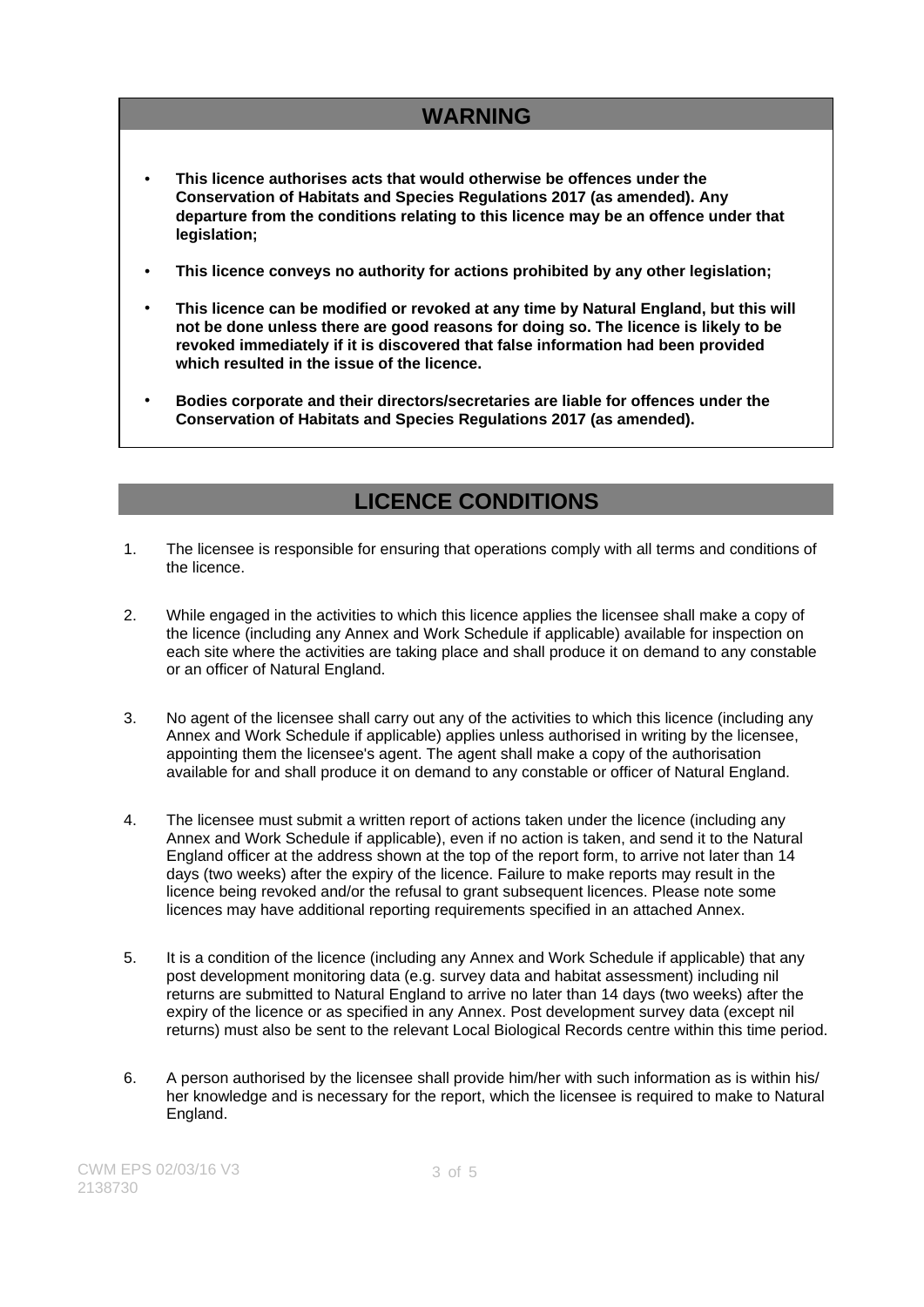## WARNING

- **This licence authorises acts that would otherwise be offences under the Conservation of Habitats and Species Regulations 2017 (as amended). Any departure from the conditions relating to this licence may be an offence under that legislation;**
- **This licence conveys no authority for actions prohibited by any other legislation;**
- **This licence can be modified or revoked at any time by Natural England, but this will not be done unless there are good reasons for doing so. The licence is likely to be revoked immediately if it is discovered that false information had been provided which resulted in the issue of the licence.**
- **Bodies corporate and their directors/secretaries are liable for offences under the Conservation of Habitats and Species Regulations 2017 (as amended).**

## LICENCE CONDITIONS

1. The licensee is responsible for ensuring that operations comply with all terms and conditions of the licence.

2. While engaged in the activities to which this licence applies the licensee shall make a copy of the licence (including any Annex and Work Schedule if applicable) available for inspection on each site where the activities are taking place and shall produce it on demand to any constable or an officer of Natural England.

3. No agent of the licensee shall carry out any of the activities to which this licence (including any Annex and Work Schedule if applicable) applies unless authorised in writing by the licensee, appointing them the licensee's agent. The agent shall make a copy of the authorisation available for and shall produce it on demand to any constable or officer of Natural England.

4. The licensee must submit a written report of actions taken under the licence (including any Annex and Work Schedule if applicable), even if no action is taken, and send it to the Natural England officer at the address shown at the top of the report form, to arrive not later than 14 days (two weeks) after the expiry of the licence. Failure to make reports may result in the licence being revoked and/or the refusal to grant subsequent licences. Please note some licences may have additional reporting requirements specified in an attached Annex.

5. It is a condition of the licence (including any Annex and Work Schedule if applicable) that any post development monitoring data (e.g. survey data and habitat assessment) including nil returns are submitted to Natural England to arrive no later than 14 days (two weeks) after the expiry of the licence or as specified in any Annex. Post development survey data (except nil returns) must also be sent to the relevant Local Biological Records centre within this time period.

6. A person authorised by the licensee shall provide him/her with such information as is within his/her knowledge and is necessary for the report, which the licensee is required to make to Natural England.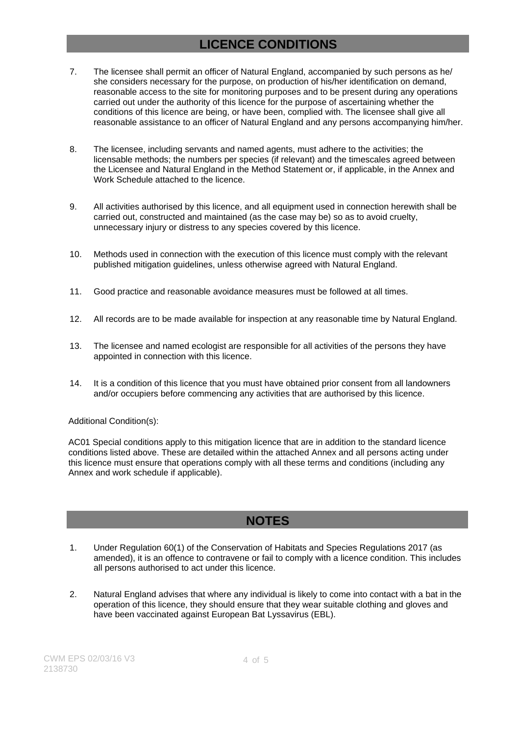## LICENCE CONDITIONS

7. The licensee shall permit an officer of Natural England, accompanied by such persons as he/ she considers necessary for the purpose, on production of his/her identification on demand, reasonable access to the site for monitoring purposes and to be present during any operations carried out under the authority of this licence for the purpose of ascertaining whether the conditions of this licence are being, or have been, complied with. The licensee shall give all reasonable assistance to an officer of Natural England and any persons accompanying him/her.

8. The licensee, including servants and named agents, must adhere to the activities; the licensable methods; the numbers per species (if relevant) and the timescales agreed between the Licensee and Natural England in the Method Statement or, if applicable, in the Annex and Work Schedule attached to the licence.

9. All activities authorised by this licence, and all equipment used in connection herewith shall be carried out, constructed and maintained (as the case may be) so as to avoid cruelty, unnecessary injury or distress to any species covered by this licence.

10. Methods used in connection with the execution of this licence must comply with the relevant published mitigation guidelines, unless otherwise agreed with Natural England.

11. Good practice and reasonable avoidance measures must be followed at all times.

12. All records are to be made available for inspection at any reasonable time by Natural England.

13. The licensee and named ecologist are responsible for all activities of the persons they have appointed in connection with this licence.

14. It is a condition of this licence that you must have obtained prior consent from all landowners and/or occupiers before commencing any activities that are authorised by this licence.

Additional Condition(s):

AC01 Special conditions apply to this mitigation licence that are in addition to the standard licence conditions listed above. These are detailed within the attached Annex and all persons acting under this licence must ensure that operations comply with all these terms and conditions (including any Annex and work schedule if applicable).

## NOTES

1. Under Regulation 60(1) of the Conservation of Habitats and Species Regulations 2017 (as amended), it is an offence to contravene or fail to comply with a licence condition. This includes all persons authorised to act under this licence.

2. Natural England advises that where any individual is likely to come into contact with a bat in the operation of this licence, they should ensure that they wear suitable clothing and gloves and have been vaccinated against European Bat Lyssavirus (EBL).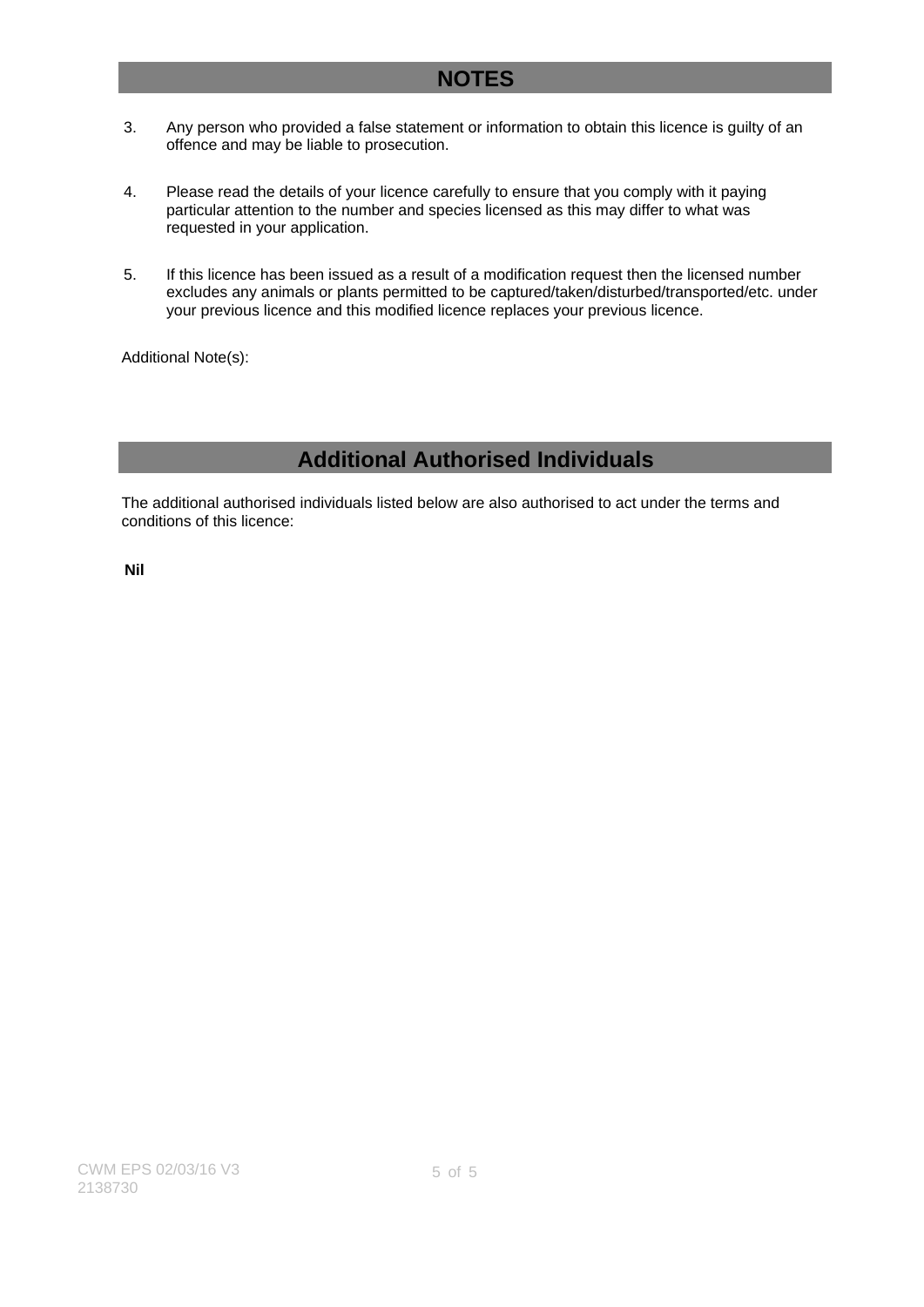## NOTES

3. Any person who provided a false statement or information to obtain this licence is guilty of an offence and may be liable to prosecution.

4. Please read the details of your licence carefully to ensure that you comply with it paying particular attention to the number and species licensed as this may differ to what was requested in your application.

5. If this licence has been issued as a result of a modification request then the licensed number excludes any animals or plants permitted to be captured/taken/disturbed/transported/etc. under your previous licence and this modified licence replaces your previous licence.

Additional Note(s):

## Additional Authorised Individuals

The additional authorised individuals listed below are also authorised to act under the terms and conditions of this licence:

**Nil**

CWM EPS 02/03/16 V3
2138730